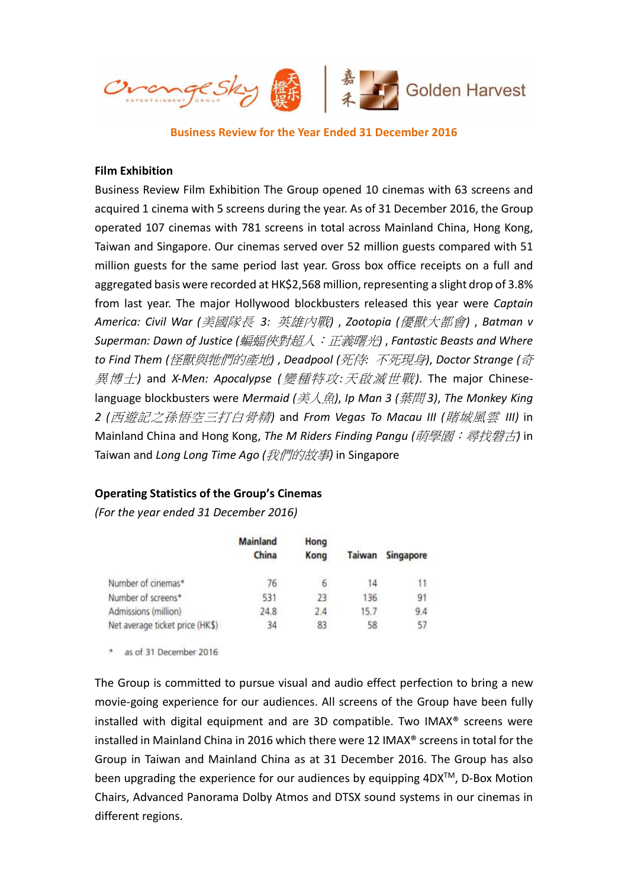Business Review for the Year Ended 31 December 2016

## Film Exhibition

Business Review Film Exhibition The Group opened 10 cinemas with 63 screens and acquired 1 cinema with 5 screens during the year. As of 31 December 2016, the Group operated 107 cinemas with 781 screens in total across Mainland China, Hong Kong, Taiwan and Singapore. Our cinemas served over 52 million guests compared with 51 million guests for the same period last year. Gross box office receipts on a full and aggregated basis were recorded at HK$2,568 million, representing a slight drop of 3.8% from last year. The major Hollywood blockbusters released this year were *Captain America: Civil War (美國隊長 3: 英雄內戰)* , *Zootopia (優獸大都會)* , *Batman v Superman: Dawn of Justice (蝙蝠俠對超人：正義曙光)* , *Fantastic Beasts and Where to Find Them (怪獸與牠們的產地)* , *Deadpool (死侍: 不死現身)*, *Doctor Strange (奇異博士)* and *X-Men: Apocalypse (變種特攻:天啟滅世戰)*. The major Chinese-language blockbusters were *Mermaid (美人魚)*, *Ip Man 3 (葉問3)*, *The Monkey King 2 (西遊記之孫悟空三打白骨精)* and *From Vegas To Macau III (賭城風雲 III)* in Mainland China and Hong Kong, *The M Riders Finding Pangu (萌學園：尋找磐古)* in Taiwan and *Long Long Time Ago (我們的故事)* in Singapore

## Operating Statistics of the Group's Cinemas

*(For the year ended 31 December 2016)*

| | Mainland China | Hong Kong | Taiwan | Singapore |
|---|---|---|---|---|
| Number of cinemas* | 76 | 6 | 14 | 11 |
| Number of screens* | 531 | 23 | 136 | 91 |
| Admissions (million) | 24.8 | 2.4 | 15.7 | 9.4 |
| Net average ticket price (HK$) | 34 | 83 | 58 | 57 |

\* as of 31 December 2016

The Group is committed to pursue visual and audio effect perfection to bring a new movie-going experience for our audiences. All screens of the Group have been fully installed with digital equipment and are 3D compatible. Two IMAX® screens were installed in Mainland China in 2016 which there were 12 IMAX® screens in total for the Group in Taiwan and Mainland China as at 31 December 2016. The Group has also been upgrading the experience for our audiences by equipping 4DX™, D-Box Motion Chairs, Advanced Panorama Dolby Atmos and DTSX sound systems in our cinemas in different regions.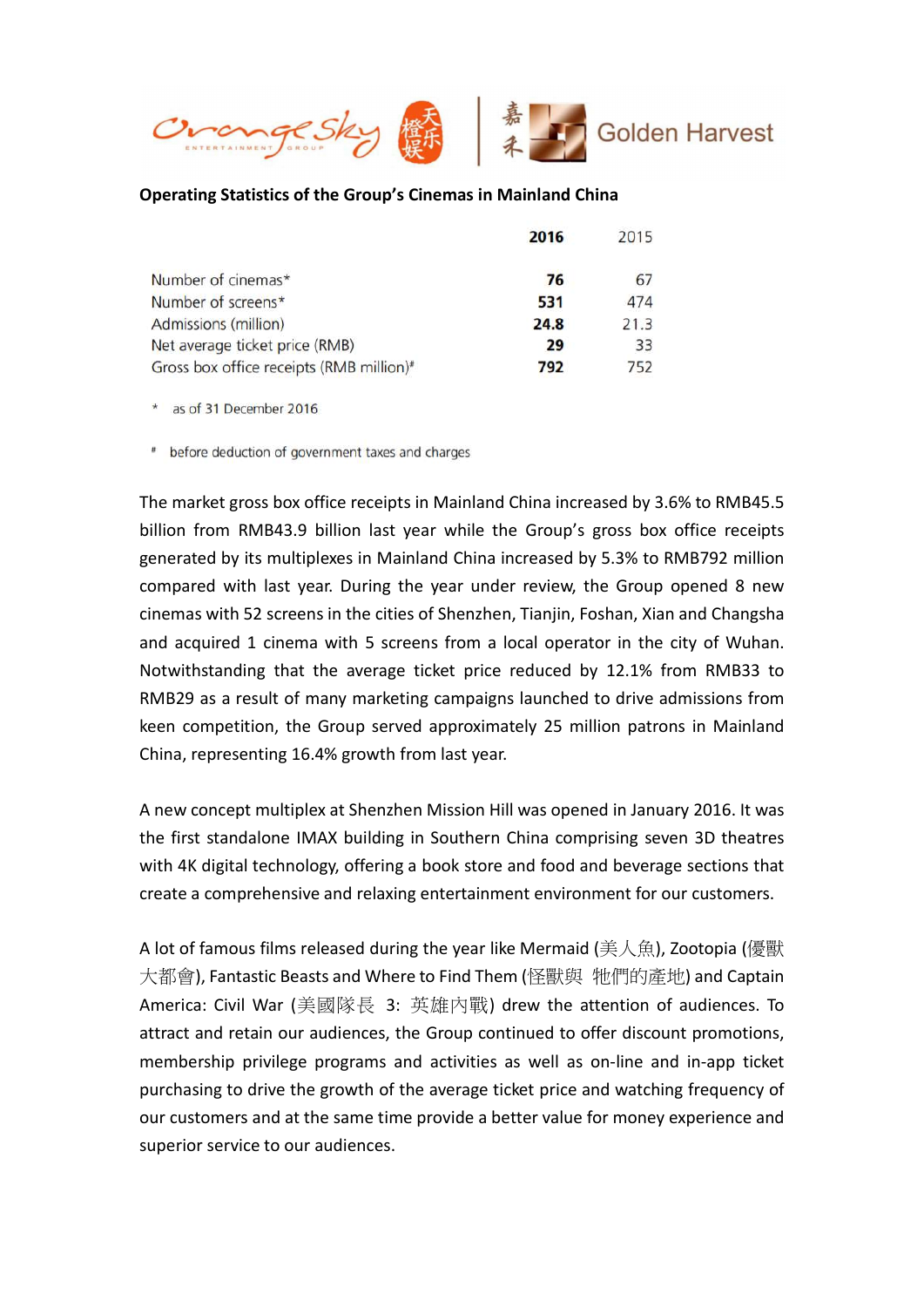**Operating Statistics of the Group's Cinemas in Mainland China**

| | **2016** | 2015 |
|---|---|---|
| Number of cinemas* | **76** | 67 |
| Number of screens* | **531** | 474 |
| Admissions (million) | **24.8** | 21.3 |
| Net average ticket price (RMB) | **29** | 33 |
| Gross box office receipts (RMB million)# | **792** | 752 |

\* as of 31 December 2016

\# before deduction of government taxes and charges

The market gross box office receipts in Mainland China increased by 3.6% to RMB45.5 billion from RMB43.9 billion last year while the Group's gross box office receipts generated by its multiplexes in Mainland China increased by 5.3% to RMB792 million compared with last year. During the year under review, the Group opened 8 new cinemas with 52 screens in the cities of Shenzhen, Tianjin, Foshan, Xian and Changsha and acquired 1 cinema with 5 screens from a local operator in the city of Wuhan. Notwithstanding that the average ticket price reduced by 12.1% from RMB33 to RMB29 as a result of many marketing campaigns launched to drive admissions from keen competition, the Group served approximately 25 million patrons in Mainland China, representing 16.4% growth from last year.

A new concept multiplex at Shenzhen Mission Hill was opened in January 2016. It was the first standalone IMAX building in Southern China comprising seven 3D theatres with 4K digital technology, offering a book store and food and beverage sections that create a comprehensive and relaxing entertainment environment for our customers.

A lot of famous films released during the year like Mermaid (美人魚), Zootopia (優獸大都會), Fantastic Beasts and Where to Find Them (怪獸與 牠們的產地) and Captain America: Civil War (美國隊長 3: 英雄內戰) drew the attention of audiences. To attract and retain our audiences, the Group continued to offer discount promotions, membership privilege programs and activities as well as on-line and in-app ticket purchasing to drive the growth of the average ticket price and watching frequency of our customers and at the same time provide a better value for money experience and superior service to our audiences.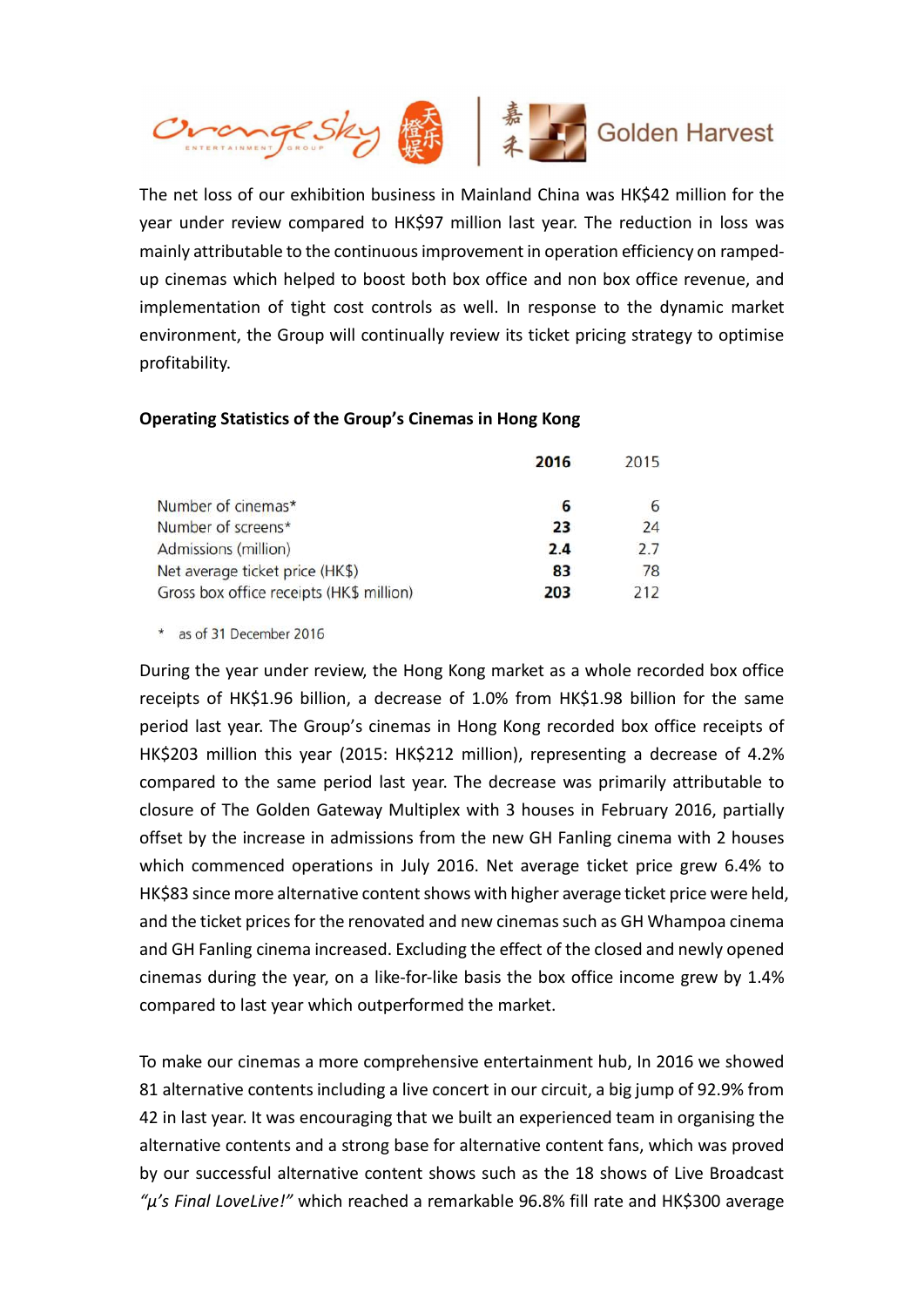The net loss of our exhibition business in Mainland China was HK$42 million for the year under review compared to HK$97 million last year. The reduction in loss was mainly attributable to the continuous improvement in operation efficiency on ramped-up cinemas which helped to boost both box office and non box office revenue, and implementation of tight cost controls as well. In response to the dynamic market environment, the Group will continually review its ticket pricing strategy to optimise profitability.

**Operating Statistics of the Group's Cinemas in Hong Kong**

| | **2016** | 2015 |
|---|---|---|
| Number of cinemas* | **6** | 6 |
| Number of screens* | **23** | 24 |
| Admissions (million) | **2.4** | 2.7 |
| Net average ticket price (HK$) | **83** | 78 |
| Gross box office receipts (HK$ million) | **203** | 212 |

\* as of 31 December 2016

During the year under review, the Hong Kong market as a whole recorded box office receipts of HK$1.96 billion, a decrease of 1.0% from HK$1.98 billion for the same period last year. The Group's cinemas in Hong Kong recorded box office receipts of HK$203 million this year (2015: HK$212 million), representing a decrease of 4.2% compared to the same period last year. The decrease was primarily attributable to closure of The Golden Gateway Multiplex with 3 houses in February 2016, partially offset by the increase in admissions from the new GH Fanling cinema with 2 houses which commenced operations in July 2016. Net average ticket price grew 6.4% to HK$83 since more alternative content shows with higher average ticket price were held, and the ticket prices for the renovated and new cinemas such as GH Whampoa cinema and GH Fanling cinema increased. Excluding the effect of the closed and newly opened cinemas during the year, on a like-for-like basis the box office income grew by 1.4% compared to last year which outperformed the market.

To make our cinemas a more comprehensive entertainment hub, In 2016 we showed 81 alternative contents including a live concert in our circuit, a big jump of 92.9% from 42 in last year. It was encouraging that we built an experienced team in organising the alternative contents and a strong base for alternative content fans, which was proved by our successful alternative content shows such as the 18 shows of Live Broadcast *"µ's Final LoveLive!"* which reached a remarkable 96.8% fill rate and HK$300 average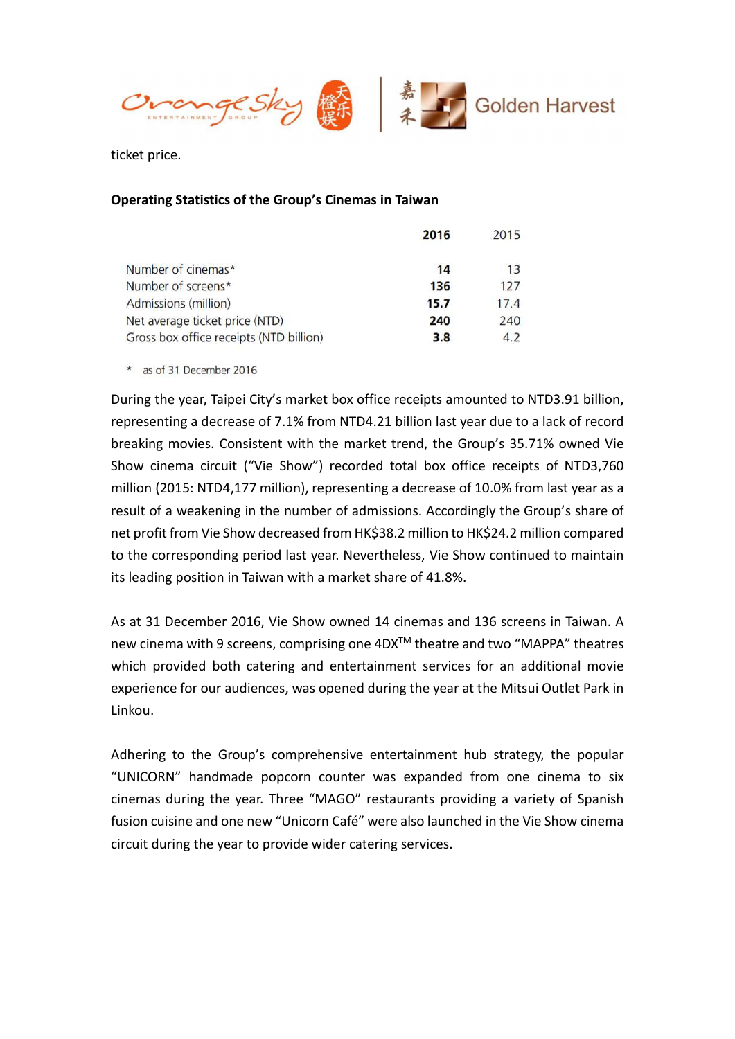ticket price.

**Operating Statistics of the Group's Cinemas in Taiwan**

| | **2016** | 2015 |
|---|---|---|
| Number of cinemas* | **14** | 13 |
| Number of screens* | **136** | 127 |
| Admissions (million) | **15.7** | 17.4 |
| Net average ticket price (NTD) | **240** | 240 |
| Gross box office receipts (NTD billion) | **3.8** | 4.2 |

\* as of 31 December 2016

During the year, Taipei City's market box office receipts amounted to NTD3.91 billion, representing a decrease of 7.1% from NTD4.21 billion last year due to a lack of record breaking movies. Consistent with the market trend, the Group's 35.71% owned Vie Show cinema circuit ("Vie Show") recorded total box office receipts of NTD3,760 million (2015: NTD4,177 million), representing a decrease of 10.0% from last year as a result of a weakening in the number of admissions. Accordingly the Group's share of net profit from Vie Show decreased from HK$38.2 million to HK$24.2 million compared to the corresponding period last year. Nevertheless, Vie Show continued to maintain its leading position in Taiwan with a market share of 41.8%.

As at 31 December 2016, Vie Show owned 14 cinemas and 136 screens in Taiwan. A new cinema with 9 screens, comprising one 4DX™ theatre and two "MAPPA" theatres which provided both catering and entertainment services for an additional movie experience for our audiences, was opened during the year at the Mitsui Outlet Park in Linkou.

Adhering to the Group's comprehensive entertainment hub strategy, the popular "UNICORN" handmade popcorn counter was expanded from one cinema to six cinemas during the year. Three "MAGO" restaurants providing a variety of Spanish fusion cuisine and one new "Unicorn Café" were also launched in the Vie Show cinema circuit during the year to provide wider catering services.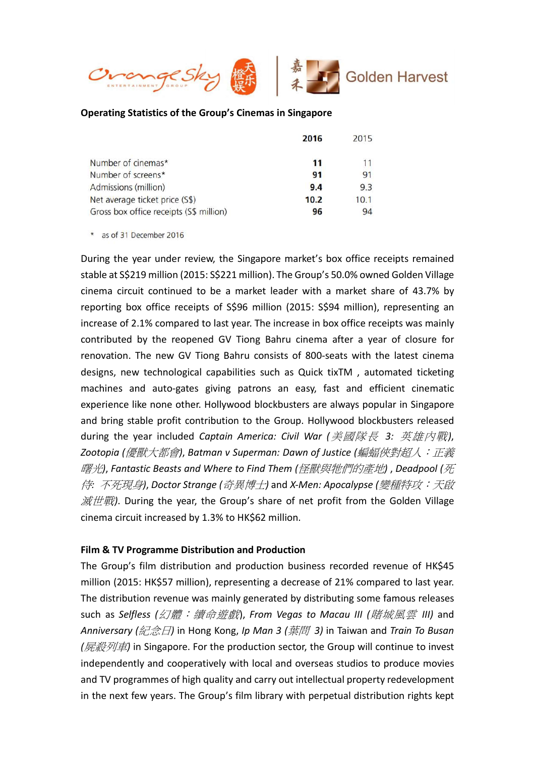**Operating Statistics of the Group's Cinemas in Singapore**

| | **2016** | 2015 |
|---|---|---|
| Number of cinemas* | **11** | 11 |
| Number of screens* | **91** | 91 |
| Admissions (million) | **9.4** | 9.3 |
| Net average ticket price (S$) | **10.2** | 10.1 |
| Gross box office receipts (S$ million) | **96** | 94 |

\* as of 31 December 2016

During the year under review, the Singapore market's box office receipts remained stable at S$219 million (2015: S$221 million). The Group's 50.0% owned Golden Village cinema circuit continued to be a market leader with a market share of 43.7% by reporting box office receipts of S$96 million (2015: S$94 million), representing an increase of 2.1% compared to last year. The increase in box office receipts was mainly contributed by the reopened GV Tiong Bahru cinema after a year of closure for renovation. The new GV Tiong Bahru consists of 800-seats with the latest cinema designs, new technological capabilities such as Quick tixTM , automated ticketing machines and auto-gates giving patrons an easy, fast and efficient cinematic experience like none other. Hollywood blockbusters are always popular in Singapore and bring stable profit contribution to the Group. Hollywood blockbusters released during the year included *Captain America: Civil War (美國隊長 3: 英雄內戰)*, *Zootopia (優獸大都會)*, *Batman v Superman: Dawn of Justice (蝙蝠俠對超人：正義曙光)*, *Fantastic Beasts and Where to Find Them (怪獸與牠們的產地)* , *Deadpool (死侍: 不死現身)*, *Doctor Strange (奇異博士)* and *X-Men: Apocalypse (變種特攻：天啟滅世戰)*. During the year, the Group's share of net profit from the Golden Village cinema circuit increased by 1.3% to HK$62 million.

**Film & TV Programme Distribution and Production**

The Group's film distribution and production business recorded revenue of HK$45 million (2015: HK$57 million), representing a decrease of 21% compared to last year. The distribution revenue was mainly generated by distributing some famous releases such as *Selfless (幻體：續命遊戲)*, *From Vegas to Macau III (賭城風雲 III)* and *Anniversary (紀念日)* in Hong Kong, *Ip Man 3 (葉問 3)* in Taiwan and *Train To Busan (屍殺列車)* in Singapore. For the production sector, the Group will continue to invest independently and cooperatively with local and overseas studios to produce movies and TV programmes of high quality and carry out intellectual property redevelopment in the next few years. The Group's film library with perpetual distribution rights kept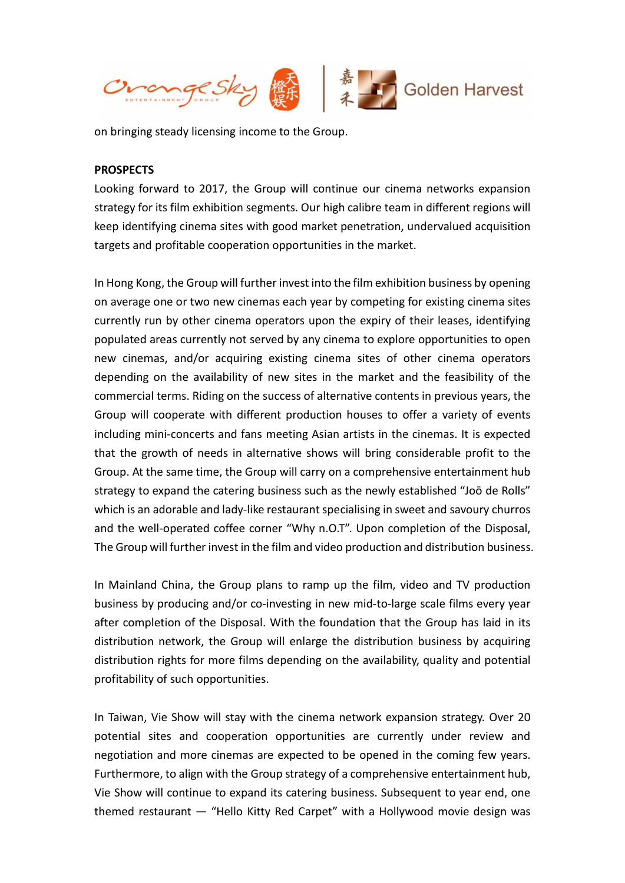on bringing steady licensing income to the Group.

**PROSPECTS**

Looking forward to 2017, the Group will continue our cinema networks expansion strategy for its film exhibition segments. Our high calibre team in different regions will keep identifying cinema sites with good market penetration, undervalued acquisition targets and profitable cooperation opportunities in the market.

In Hong Kong, the Group will further invest into the film exhibition business by opening on average one or two new cinemas each year by competing for existing cinema sites currently run by other cinema operators upon the expiry of their leases, identifying populated areas currently not served by any cinema to explore opportunities to open new cinemas, and/or acquiring existing cinema sites of other cinema operators depending on the availability of new sites in the market and the feasibility of the commercial terms. Riding on the success of alternative contents in previous years, the Group will cooperate with different production houses to offer a variety of events including mini-concerts and fans meeting Asian artists in the cinemas. It is expected that the growth of needs in alternative shows will bring considerable profit to the Group. At the same time, the Group will carry on a comprehensive entertainment hub strategy to expand the catering business such as the newly established "Joō de Rolls" which is an adorable and lady-like restaurant specialising in sweet and savoury churros and the well-operated coffee corner "Why n.O.T". Upon completion of the Disposal, The Group will further invest in the film and video production and distribution business.

In Mainland China, the Group plans to ramp up the film, video and TV production business by producing and/or co-investing in new mid-to-large scale films every year after completion of the Disposal. With the foundation that the Group has laid in its distribution network, the Group will enlarge the distribution business by acquiring distribution rights for more films depending on the availability, quality and potential profitability of such opportunities.

In Taiwan, Vie Show will stay with the cinema network expansion strategy. Over 20 potential sites and cooperation opportunities are currently under review and negotiation and more cinemas are expected to be opened in the coming few years. Furthermore, to align with the Group strategy of a comprehensive entertainment hub, Vie Show will continue to expand its catering business. Subsequent to year end, one themed restaurant — "Hello Kitty Red Carpet" with a Hollywood movie design was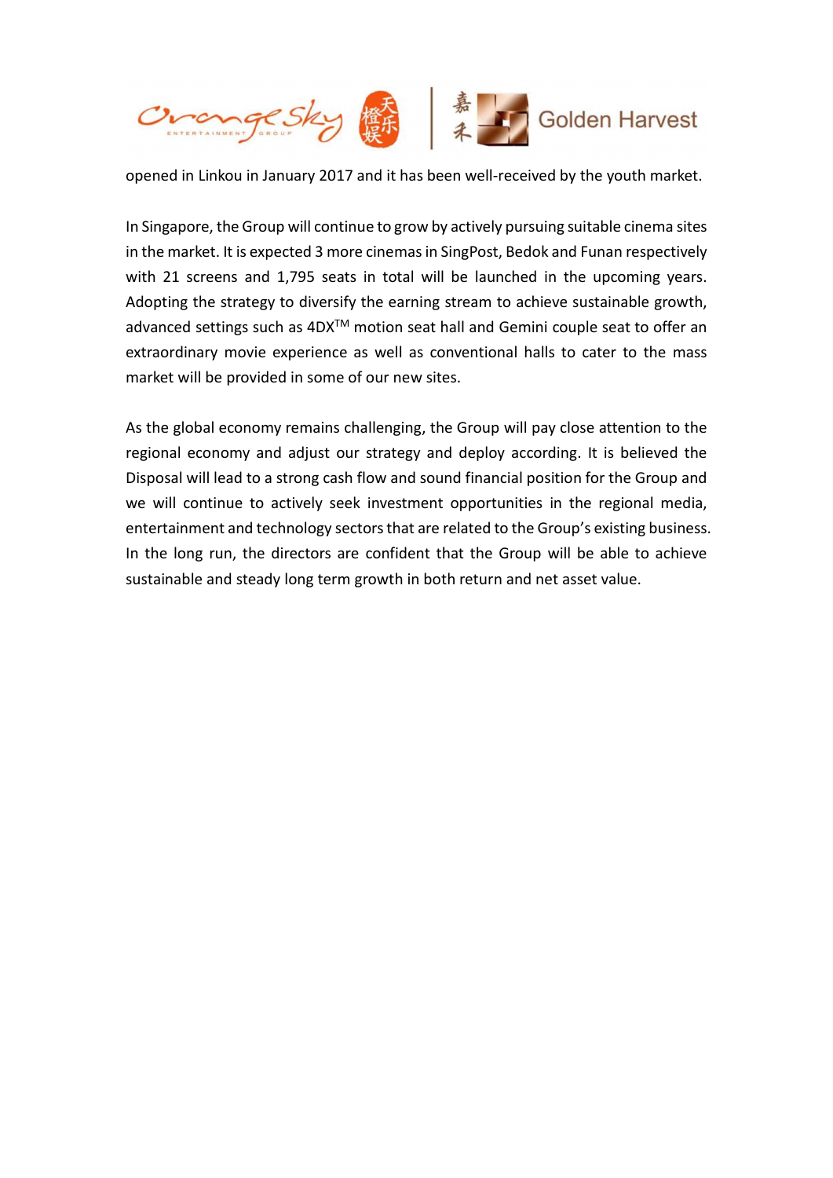opened in Linkou in January 2017 and it has been well-received by the youth market.

In Singapore, the Group will continue to grow by actively pursuing suitable cinema sites in the market. It is expected 3 more cinemas in SingPost, Bedok and Funan respectively with 21 screens and 1,795 seats in total will be launched in the upcoming years. Adopting the strategy to diversify the earning stream to achieve sustainable growth, advanced settings such as 4DX™ motion seat hall and Gemini couple seat to offer an extraordinary movie experience as well as conventional halls to cater to the mass market will be provided in some of our new sites.

As the global economy remains challenging, the Group will pay close attention to the regional economy and adjust our strategy and deploy according. It is believed the Disposal will lead to a strong cash flow and sound financial position for the Group and we will continue to actively seek investment opportunities in the regional media, entertainment and technology sectors that are related to the Group's existing business. In the long run, the directors are confident that the Group will be able to achieve sustainable and steady long term growth in both return and net asset value.